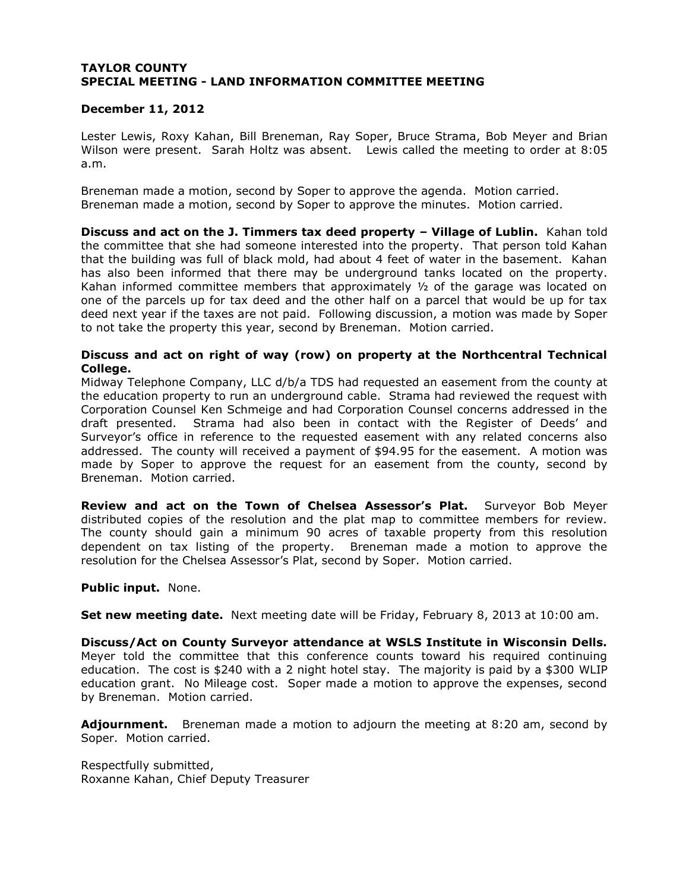**TAYLOR COUNTY**
**SPECIAL MEETING - LAND INFORMATION COMMITTEE MEETING**

**December 11, 2012**

Lester Lewis, Roxy Kahan, Bill Breneman, Ray Soper, Bruce Strama, Bob Meyer and Brian Wilson were present. Sarah Holtz was absent. Lewis called the meeting to order at 8:05 a.m.

Breneman made a motion, second by Soper to approve the agenda. Motion carried.
Breneman made a motion, second by Soper to approve the minutes. Motion carried.

**Discuss and act on the J. Timmers tax deed property – Village of Lublin.** Kahan told the committee that she had someone interested into the property. That person told Kahan that the building was full of black mold, had about 4 feet of water in the basement. Kahan has also been informed that there may be underground tanks located on the property. Kahan informed committee members that approximately ½ of the garage was located on one of the parcels up for tax deed and the other half on a parcel that would be up for tax deed next year if the taxes are not paid. Following discussion, a motion was made by Soper to not take the property this year, second by Breneman. Motion carried.

**Discuss and act on right of way (row) on property at the Northcentral Technical College.**
Midway Telephone Company, LLC d/b/a TDS had requested an easement from the county at the education property to run an underground cable. Strama had reviewed the request with Corporation Counsel Ken Schmeige and had Corporation Counsel concerns addressed in the draft presented. Strama had also been in contact with the Register of Deeds' and Surveyor's office in reference to the requested easement with any related concerns also addressed. The county will received a payment of $94.95 for the easement. A motion was made by Soper to approve the request for an easement from the county, second by Breneman. Motion carried.

**Review and act on the Town of Chelsea Assessor's Plat.** Surveyor Bob Meyer distributed copies of the resolution and the plat map to committee members for review. The county should gain a minimum 90 acres of taxable property from this resolution dependent on tax listing of the property. Breneman made a motion to approve the resolution for the Chelsea Assessor's Plat, second by Soper. Motion carried.

**Public input.** None.

**Set new meeting date.** Next meeting date will be Friday, February 8, 2013 at 10:00 am.

**Discuss/Act on County Surveyor attendance at WSLS Institute in Wisconsin Dells.** Meyer told the committee that this conference counts toward his required continuing education. The cost is $240 with a 2 night hotel stay. The majority is paid by a $300 WLIP education grant. No Mileage cost. Soper made a motion to approve the expenses, second by Breneman. Motion carried.

**Adjournment.** Breneman made a motion to adjourn the meeting at 8:20 am, second by Soper. Motion carried.

Respectfully submitted,
Roxanne Kahan, Chief Deputy Treasurer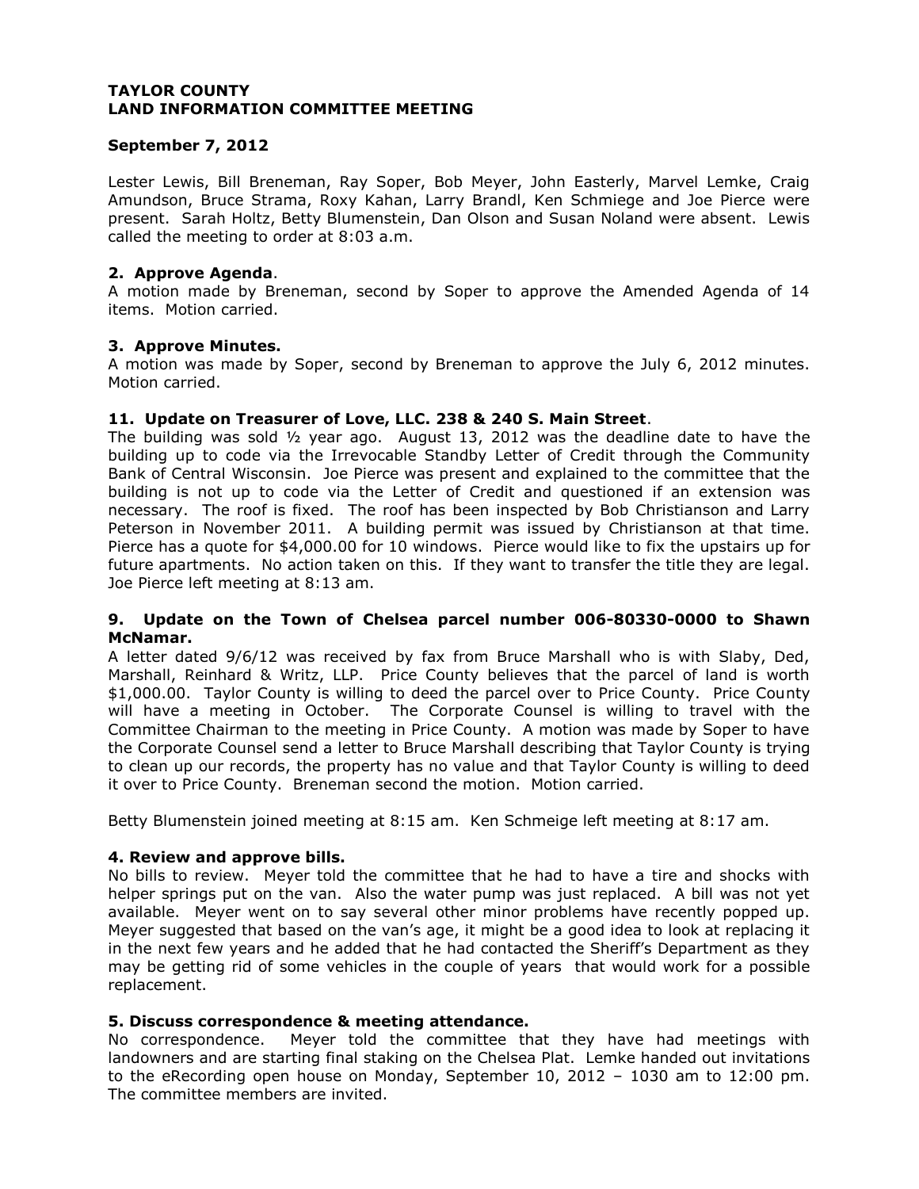**TAYLOR COUNTY**
**LAND INFORMATION COMMITTEE MEETING**

**September 7, 2012**

Lester Lewis, Bill Breneman, Ray Soper, Bob Meyer, John Easterly, Marvel Lemke, Craig Amundson, Bruce Strama, Roxy Kahan, Larry Brandl, Ken Schmiege and Joe Pierce were present. Sarah Holtz, Betty Blumenstein, Dan Olson and Susan Noland were absent. Lewis called the meeting to order at 8:03 a.m.

### 2. Approve Agenda.

A motion made by Breneman, second by Soper to approve the Amended Agenda of 14 items. Motion carried.

### 3. Approve Minutes.

A motion was made by Soper, second by Breneman to approve the July 6, 2012 minutes. Motion carried.

### 11. Update on Treasurer of Love, LLC. 238 & 240 S. Main Street.

The building was sold ½ year ago. August 13, 2012 was the deadline date to have the building up to code via the Irrevocable Standby Letter of Credit through the Community Bank of Central Wisconsin. Joe Pierce was present and explained to the committee that the building is not up to code via the Letter of Credit and questioned if an extension was necessary. The roof is fixed. The roof has been inspected by Bob Christianson and Larry Peterson in November 2011. A building permit was issued by Christianson at that time. Pierce has a quote for $4,000.00 for 10 windows. Pierce would like to fix the upstairs up for future apartments. No action taken on this. If they want to transfer the title they are legal. Joe Pierce left meeting at 8:13 am.

### 9. Update on the Town of Chelsea parcel number 006-80330-0000 to Shawn McNamar.

A letter dated 9/6/12 was received by fax from Bruce Marshall who is with Slaby, Ded, Marshall, Reinhard & Writz, LLP. Price County believes that the parcel of land is worth $1,000.00. Taylor County is willing to deed the parcel over to Price County. Price County will have a meeting in October. The Corporate Counsel is willing to travel with the Committee Chairman to the meeting in Price County. A motion was made by Soper to have the Corporate Counsel send a letter to Bruce Marshall describing that Taylor County is trying to clean up our records, the property has no value and that Taylor County is willing to deed it over to Price County. Breneman second the motion. Motion carried.

Betty Blumenstein joined meeting at 8:15 am. Ken Schmeige left meeting at 8:17 am.

### 4. Review and approve bills.

No bills to review. Meyer told the committee that he had to have a tire and shocks with helper springs put on the van. Also the water pump was just replaced. A bill was not yet available. Meyer went on to say several other minor problems have recently popped up. Meyer suggested that based on the van's age, it might be a good idea to look at replacing it in the next few years and he added that he had contacted the Sheriff's Department as they may be getting rid of some vehicles in the couple of years that would work for a possible replacement.

### 5. Discuss correspondence & meeting attendance.

No correspondence. Meyer told the committee that they have had meetings with landowners and are starting final staking on the Chelsea Plat. Lemke handed out invitations to the eRecording open house on Monday, September 10, 2012 – 1030 am to 12:00 pm. The committee members are invited.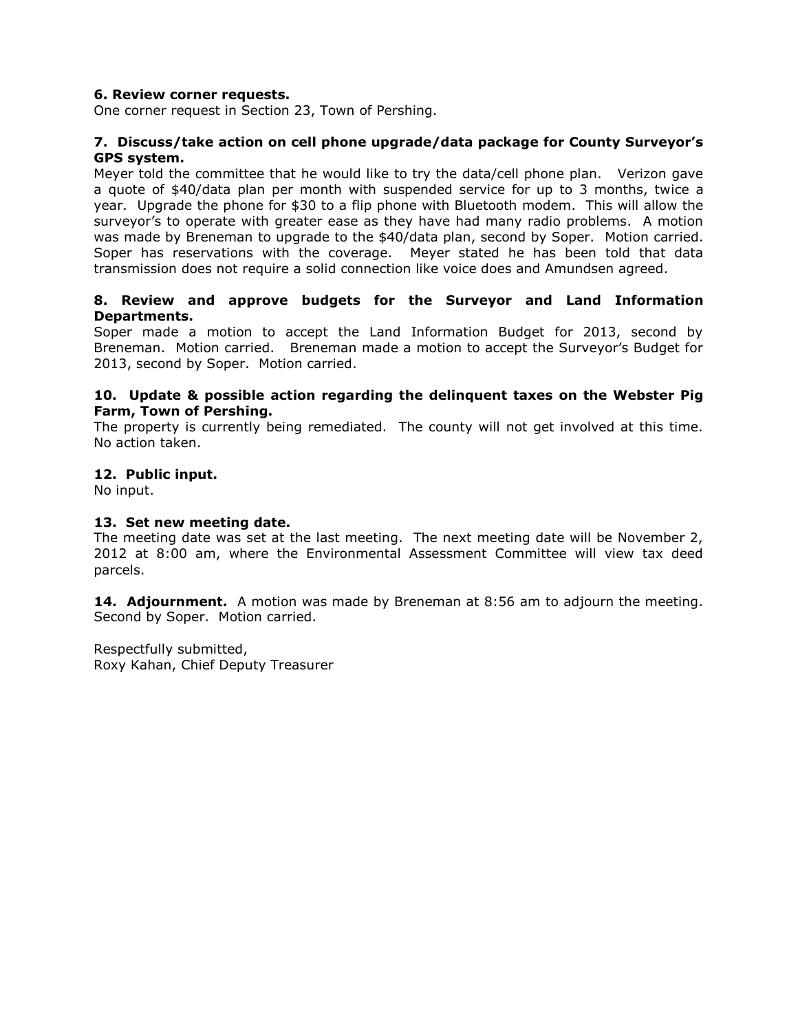**6. Review corner requests.**
One corner request in Section 23, Town of Pershing.

**7. Discuss/take action on cell phone upgrade/data package for County Surveyor's GPS system.**
Meyer told the committee that he would like to try the data/cell phone plan. Verizon gave a quote of $40/data plan per month with suspended service for up to 3 months, twice a year. Upgrade the phone for $30 to a flip phone with Bluetooth modem. This will allow the surveyor's to operate with greater ease as they have had many radio problems. A motion was made by Breneman to upgrade to the $40/data plan, second by Soper. Motion carried. Soper has reservations with the coverage. Meyer stated he has been told that data transmission does not require a solid connection like voice does and Amundsen agreed.

**8. Review and approve budgets for the Surveyor and Land Information Departments.**
Soper made a motion to accept the Land Information Budget for 2013, second by Breneman. Motion carried. Breneman made a motion to accept the Surveyor's Budget for 2013, second by Soper. Motion carried.

**10. Update & possible action regarding the delinquent taxes on the Webster Pig Farm, Town of Pershing.**
The property is currently being remediated. The county will not get involved at this time. No action taken.

**12. Public input.**
No input.

**13. Set new meeting date.**
The meeting date was set at the last meeting. The next meeting date will be November 2, 2012 at 8:00 am, where the Environmental Assessment Committee will view tax deed parcels.

**14. Adjournment.** A motion was made by Breneman at 8:56 am to adjourn the meeting. Second by Soper. Motion carried.

Respectfully submitted,
Roxy Kahan, Chief Deputy Treasurer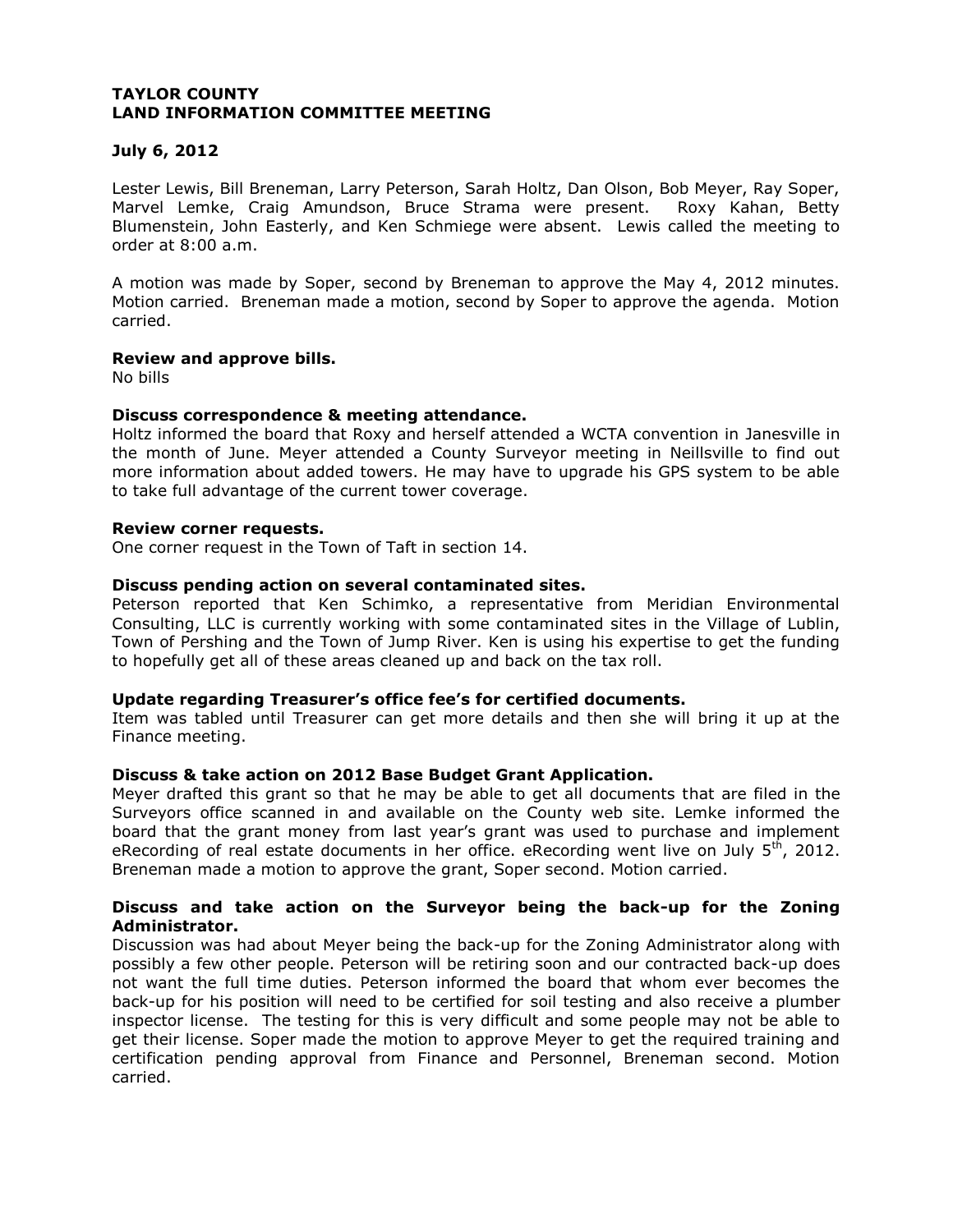**TAYLOR COUNTY**
**LAND INFORMATION COMMITTEE MEETING**

**July 6, 2012**

Lester Lewis, Bill Breneman, Larry Peterson, Sarah Holtz, Dan Olson, Bob Meyer, Ray Soper, Marvel Lemke, Craig Amundson, Bruce Strama were present. Roxy Kahan, Betty Blumenstein, John Easterly, and Ken Schmiege were absent. Lewis called the meeting to order at 8:00 a.m.

A motion was made by Soper, second by Breneman to approve the May 4, 2012 minutes. Motion carried. Breneman made a motion, second by Soper to approve the agenda. Motion carried.

**Review and approve bills.**
No bills

**Discuss correspondence & meeting attendance.**
Holtz informed the board that Roxy and herself attended a WCTA convention in Janesville in the month of June. Meyer attended a County Surveyor meeting in Neillsville to find out more information about added towers. He may have to upgrade his GPS system to be able to take full advantage of the current tower coverage.

**Review corner requests.**
One corner request in the Town of Taft in section 14.

**Discuss pending action on several contaminated sites.**
Peterson reported that Ken Schimko, a representative from Meridian Environmental Consulting, LLC is currently working with some contaminated sites in the Village of Lublin, Town of Pershing and the Town of Jump River. Ken is using his expertise to get the funding to hopefully get all of these areas cleaned up and back on the tax roll.

**Update regarding Treasurer's office fee's for certified documents.**
Item was tabled until Treasurer can get more details and then she will bring it up at the Finance meeting.

**Discuss & take action on 2012 Base Budget Grant Application.**
Meyer drafted this grant so that he may be able to get all documents that are filed in the Surveyors office scanned in and available on the County web site. Lemke informed the board that the grant money from last year's grant was used to purchase and implement eRecording of real estate documents in her office. eRecording went live on July 5th, 2012. Breneman made a motion to approve the grant, Soper second. Motion carried.

**Discuss and take action on the Surveyor being the back-up for the Zoning Administrator.**
Discussion was had about Meyer being the back-up for the Zoning Administrator along with possibly a few other people. Peterson will be retiring soon and our contracted back-up does not want the full time duties. Peterson informed the board that whom ever becomes the back-up for his position will need to be certified for soil testing and also receive a plumber inspector license. The testing for this is very difficult and some people may not be able to get their license. Soper made the motion to approve Meyer to get the required training and certification pending approval from Finance and Personnel, Breneman second. Motion carried.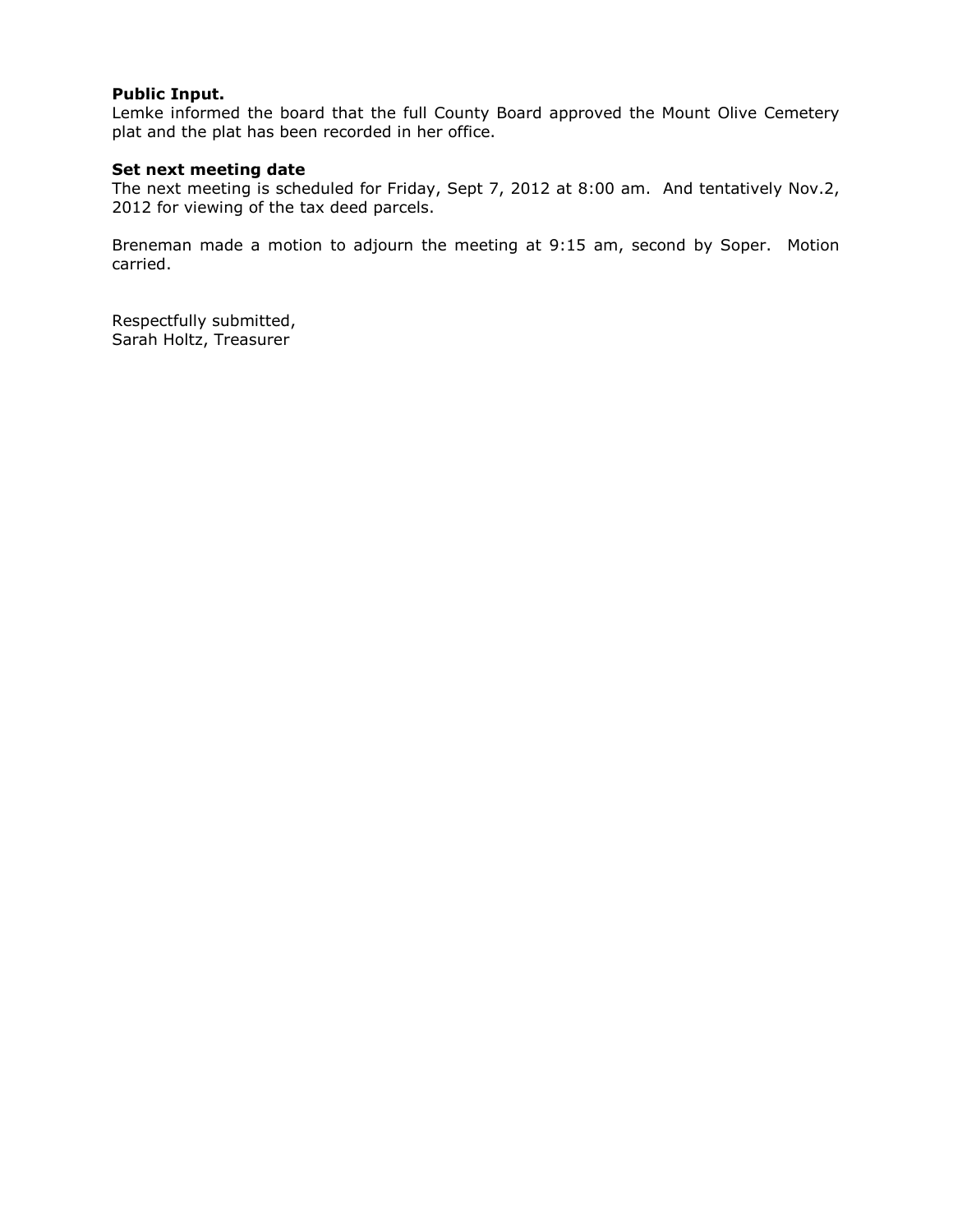**Public Input.**
Lemke informed the board that the full County Board approved the Mount Olive Cemetery plat and the plat has been recorded in her office.

**Set next meeting date**
The next meeting is scheduled for Friday, Sept 7, 2012 at 8:00 am. And tentatively Nov.2, 2012 for viewing of the tax deed parcels.

Breneman made a motion to adjourn the meeting at 9:15 am, second by Soper. Motion carried.

Respectfully submitted,
Sarah Holtz, Treasurer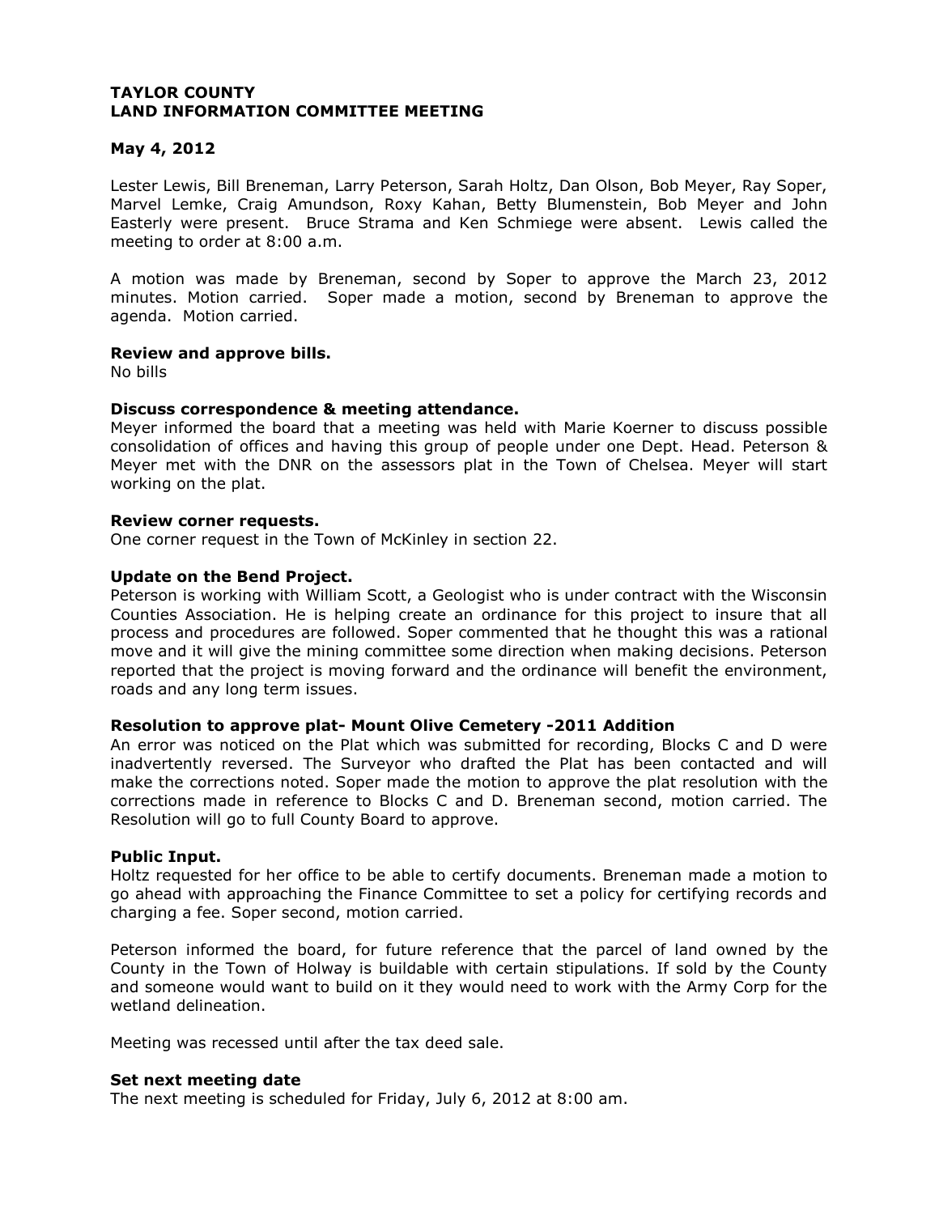**TAYLOR COUNTY**
**LAND INFORMATION COMMITTEE MEETING**

**May 4, 2012**

Lester Lewis, Bill Breneman, Larry Peterson, Sarah Holtz, Dan Olson, Bob Meyer, Ray Soper, Marvel Lemke, Craig Amundson, Roxy Kahan, Betty Blumenstein, Bob Meyer and John Easterly were present. Bruce Strama and Ken Schmiege were absent. Lewis called the meeting to order at 8:00 a.m.

A motion was made by Breneman, second by Soper to approve the March 23, 2012 minutes. Motion carried. Soper made a motion, second by Breneman to approve the agenda. Motion carried.

**Review and approve bills.**
No bills

**Discuss correspondence & meeting attendance.**
Meyer informed the board that a meeting was held with Marie Koerner to discuss possible consolidation of offices and having this group of people under one Dept. Head. Peterson & Meyer met with the DNR on the assessors plat in the Town of Chelsea. Meyer will start working on the plat.

**Review corner requests.**
One corner request in the Town of McKinley in section 22.

**Update on the Bend Project.**
Peterson is working with William Scott, a Geologist who is under contract with the Wisconsin Counties Association. He is helping create an ordinance for this project to insure that all process and procedures are followed. Soper commented that he thought this was a rational move and it will give the mining committee some direction when making decisions. Peterson reported that the project is moving forward and the ordinance will benefit the environment, roads and any long term issues.

**Resolution to approve plat- Mount Olive Cemetery -2011 Addition**
An error was noticed on the Plat which was submitted for recording, Blocks C and D were inadvertently reversed. The Surveyor who drafted the Plat has been contacted and will make the corrections noted. Soper made the motion to approve the plat resolution with the corrections made in reference to Blocks C and D. Breneman second, motion carried. The Resolution will go to full County Board to approve.

**Public Input.**
Holtz requested for her office to be able to certify documents. Breneman made a motion to go ahead with approaching the Finance Committee to set a policy for certifying records and charging a fee. Soper second, motion carried.

Peterson informed the board, for future reference that the parcel of land owned by the County in the Town of Holway is buildable with certain stipulations. If sold by the County and someone would want to build on it they would need to work with the Army Corp for the wetland delineation.

Meeting was recessed until after the tax deed sale.

**Set next meeting date**
The next meeting is scheduled for Friday, July 6, 2012 at 8:00 am.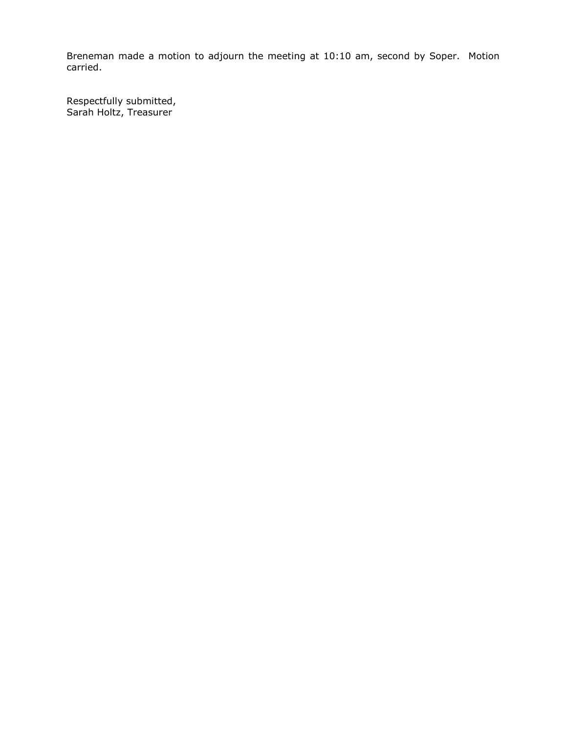Breneman made a motion to adjourn the meeting at 10:10 am, second by Soper. Motion carried.

Respectfully submitted,
Sarah Holtz, Treasurer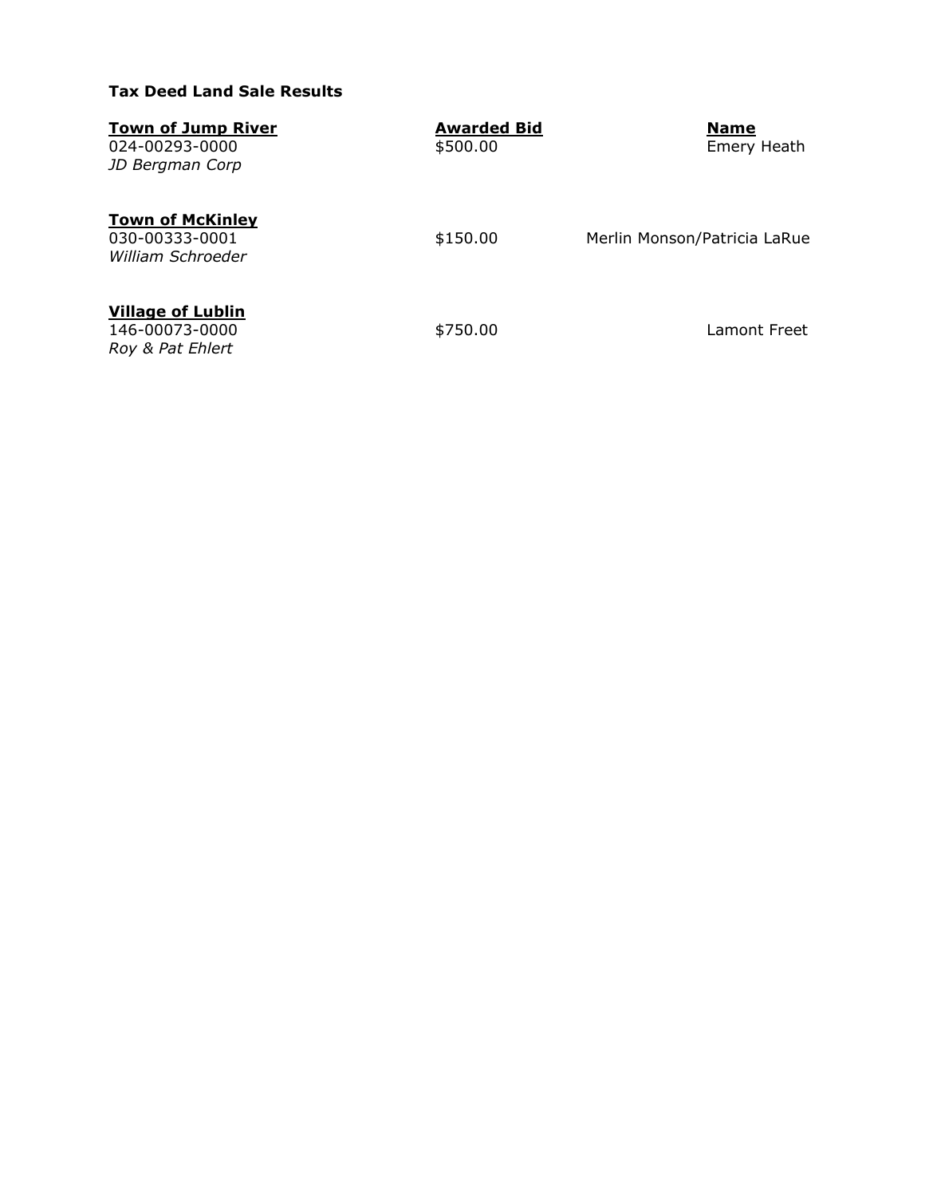**Tax Deed Land Sale Results**

| Town of Jump River | Awarded Bid | Name |
| --- | --- | --- |
| 024-00293-0000<br>*JD Bergman Corp* | $500.00 | Emery Heath |
| **Town of McKinley** | | |
| 030-00333-0001<br>*William Schroeder* | $150.00 | Merlin Monson/Patricia LaRue |
| **Village of Lublin** | | |
| 146-00073-0000<br>*Roy & Pat Ehlert* | $750.00 | Lamont Freet |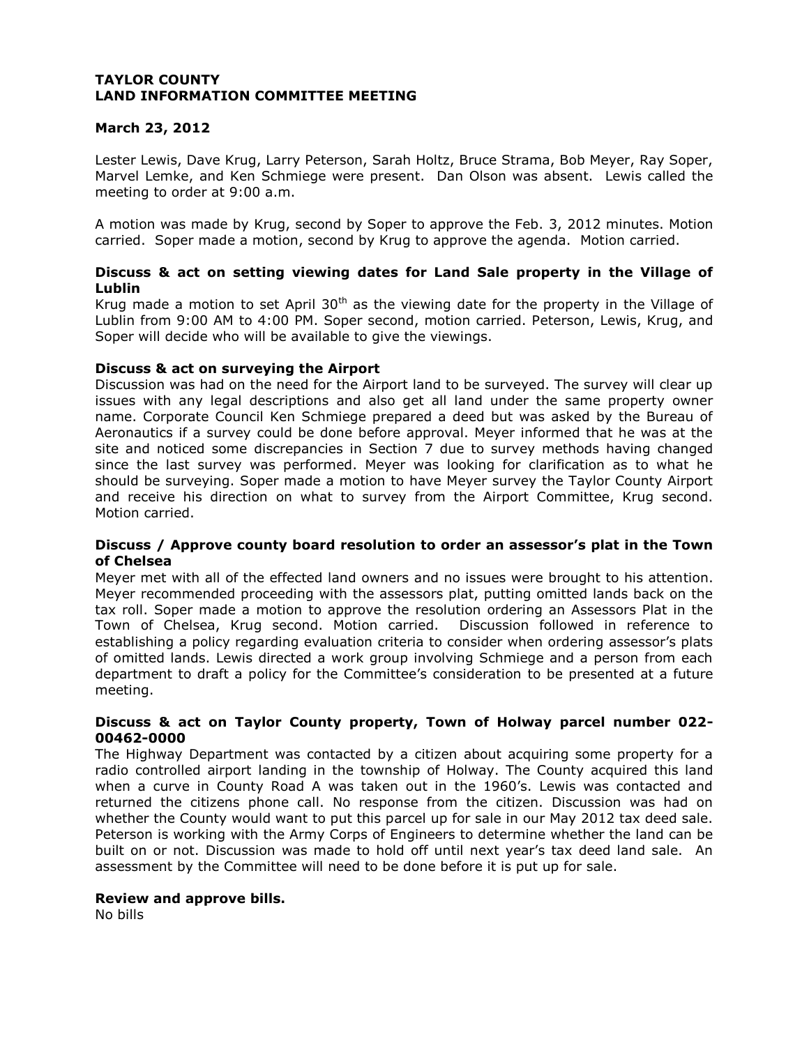**TAYLOR COUNTY**
**LAND INFORMATION COMMITTEE MEETING**

**March 23, 2012**

Lester Lewis, Dave Krug, Larry Peterson, Sarah Holtz, Bruce Strama, Bob Meyer, Ray Soper, Marvel Lemke, and Ken Schmiege were present. Dan Olson was absent. Lewis called the meeting to order at 9:00 a.m.

A motion was made by Krug, second by Soper to approve the Feb. 3, 2012 minutes. Motion carried. Soper made a motion, second by Krug to approve the agenda. Motion carried.

### Discuss & act on setting viewing dates for Land Sale property in the Village of Lublin

Krug made a motion to set April 30th as the viewing date for the property in the Village of Lublin from 9:00 AM to 4:00 PM. Soper second, motion carried. Peterson, Lewis, Krug, and Soper will decide who will be available to give the viewings.

### Discuss & act on surveying the Airport

Discussion was had on the need for the Airport land to be surveyed. The survey will clear up issues with any legal descriptions and also get all land under the same property owner name. Corporate Council Ken Schmiege prepared a deed but was asked by the Bureau of Aeronautics if a survey could be done before approval. Meyer informed that he was at the site and noticed some discrepancies in Section 7 due to survey methods having changed since the last survey was performed. Meyer was looking for clarification as to what he should be surveying. Soper made a motion to have Meyer survey the Taylor County Airport and receive his direction on what to survey from the Airport Committee, Krug second. Motion carried.

### Discuss / Approve county board resolution to order an assessor's plat in the Town of Chelsea

Meyer met with all of the effected land owners and no issues were brought to his attention. Meyer recommended proceeding with the assessors plat, putting omitted lands back on the tax roll. Soper made a motion to approve the resolution ordering an Assessors Plat in the Town of Chelsea, Krug second. Motion carried. Discussion followed in reference to establishing a policy regarding evaluation criteria to consider when ordering assessor's plats of omitted lands. Lewis directed a work group involving Schmiege and a person from each department to draft a policy for the Committee's consideration to be presented at a future meeting.

### Discuss & act on Taylor County property, Town of Holway parcel number 022-00462-0000

The Highway Department was contacted by a citizen about acquiring some property for a radio controlled airport landing in the township of Holway. The County acquired this land when a curve in County Road A was taken out in the 1960's. Lewis was contacted and returned the citizens phone call. No response from the citizen. Discussion was had on whether the County would want to put this parcel up for sale in our May 2012 tax deed sale. Peterson is working with the Army Corps of Engineers to determine whether the land can be built on or not. Discussion was made to hold off until next year's tax deed land sale. An assessment by the Committee will need to be done before it is put up for sale.

### Review and approve bills.

No bills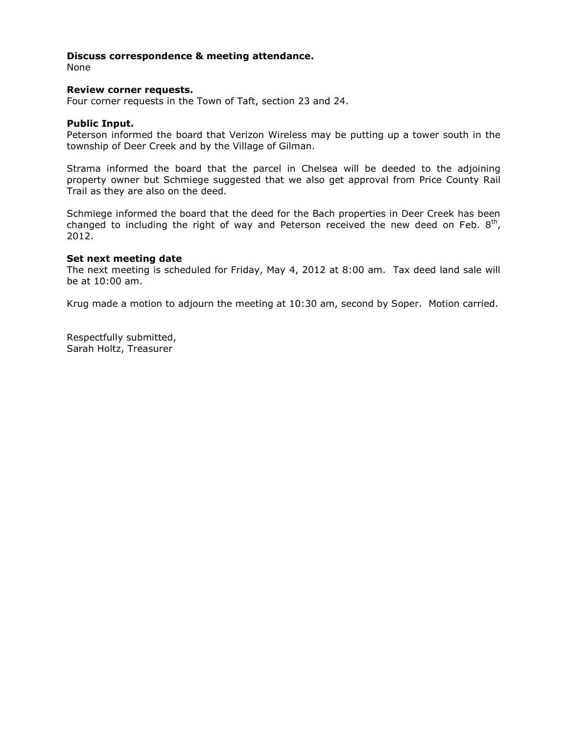**Discuss correspondence & meeting attendance.**
None

**Review corner requests.**
Four corner requests in the Town of Taft, section 23 and 24.

**Public Input.**
Peterson informed the board that Verizon Wireless may be putting up a tower south in the township of Deer Creek and by the Village of Gilman.

Strama informed the board that the parcel in Chelsea will be deeded to the adjoining property owner but Schmiege suggested that we also get approval from Price County Rail Trail as they are also on the deed.

Schmiege informed the board that the deed for the Bach properties in Deer Creek has been changed to including the right of way and Peterson received the new deed on Feb. 8th, 2012.

**Set next meeting date**
The next meeting is scheduled for Friday, May 4, 2012 at 8:00 am. Tax deed land sale will be at 10:00 am.

Krug made a motion to adjourn the meeting at 10:30 am, second by Soper. Motion carried.

Respectfully submitted,
Sarah Holtz, Treasurer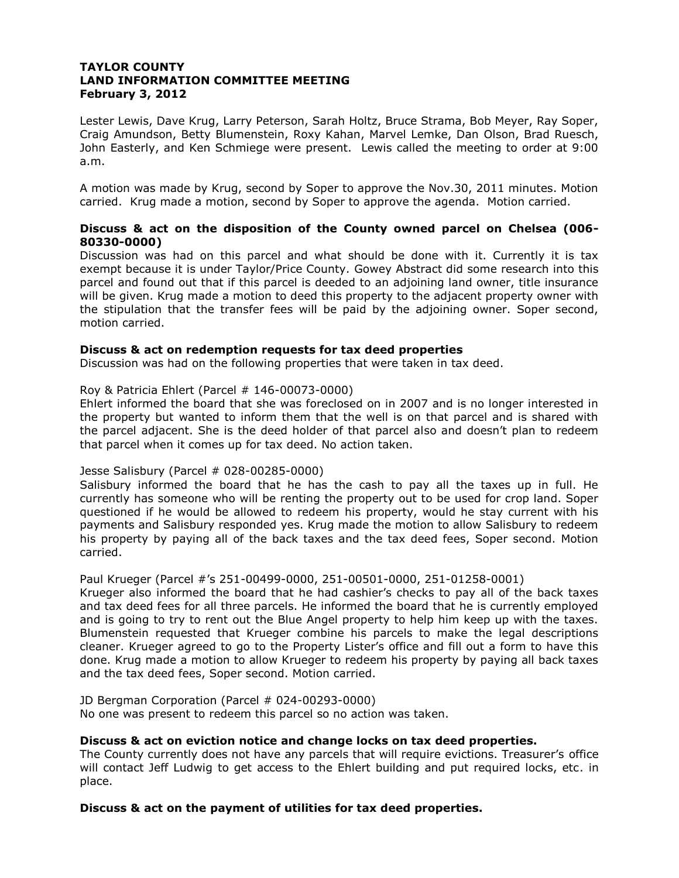**TAYLOR COUNTY**
**LAND INFORMATION COMMITTEE MEETING**
**February 3, 2012**

Lester Lewis, Dave Krug, Larry Peterson, Sarah Holtz, Bruce Strama, Bob Meyer, Ray Soper, Craig Amundson, Betty Blumenstein, Roxy Kahan, Marvel Lemke, Dan Olson, Brad Ruesch, John Easterly, and Ken Schmiege were present. Lewis called the meeting to order at 9:00 a.m.

A motion was made by Krug, second by Soper to approve the Nov.30, 2011 minutes. Motion carried. Krug made a motion, second by Soper to approve the agenda. Motion carried.

**Discuss & act on the disposition of the County owned parcel on Chelsea (006-80330-0000)**

Discussion was had on this parcel and what should be done with it. Currently it is tax exempt because it is under Taylor/Price County. Gowey Abstract did some research into this parcel and found out that if this parcel is deeded to an adjoining land owner, title insurance will be given. Krug made a motion to deed this property to the adjacent property owner with the stipulation that the transfer fees will be paid by the adjoining owner. Soper second, motion carried.

**Discuss & act on redemption requests for tax deed properties**

Discussion was had on the following properties that were taken in tax deed.

Roy & Patricia Ehlert (Parcel # 146-00073-0000)

Ehlert informed the board that she was foreclosed on in 2007 and is no longer interested in the property but wanted to inform them that the well is on that parcel and is shared with the parcel adjacent. She is the deed holder of that parcel also and doesn't plan to redeem that parcel when it comes up for tax deed. No action taken.

Jesse Salisbury (Parcel # 028-00285-0000)

Salisbury informed the board that he has the cash to pay all the taxes up in full. He currently has someone who will be renting the property out to be used for crop land. Soper questioned if he would be allowed to redeem his property, would he stay current with his payments and Salisbury responded yes. Krug made the motion to allow Salisbury to redeem his property by paying all of the back taxes and the tax deed fees, Soper second. Motion carried.

Paul Krueger (Parcel #'s 251-00499-0000, 251-00501-0000, 251-01258-0001)

Krueger also informed the board that he had cashier's checks to pay all of the back taxes and tax deed fees for all three parcels. He informed the board that he is currently employed and is going to try to rent out the Blue Angel property to help him keep up with the taxes. Blumenstein requested that Krueger combine his parcels to make the legal descriptions cleaner. Krueger agreed to go to the Property Lister's office and fill out a form to have this done. Krug made a motion to allow Krueger to redeem his property by paying all back taxes and the tax deed fees, Soper second. Motion carried.

JD Bergman Corporation (Parcel # 024-00293-0000)

No one was present to redeem this parcel so no action was taken.

**Discuss & act on eviction notice and change locks on tax deed properties.**

The County currently does not have any parcels that will require evictions. Treasurer's office will contact Jeff Ludwig to get access to the Ehlert building and put required locks, etc. in place.

**Discuss & act on the payment of utilities for tax deed properties.**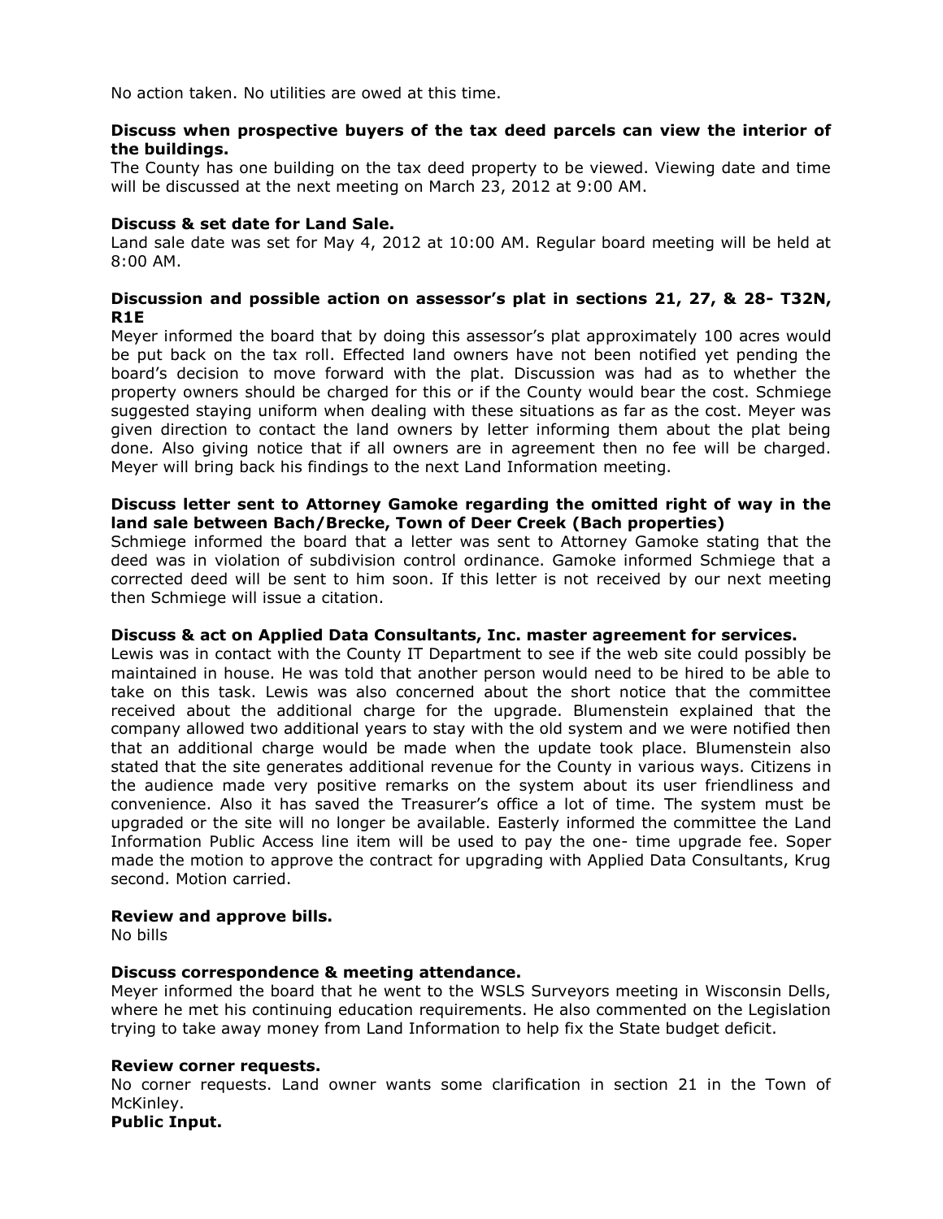No action taken. No utilities are owed at this time.

**Discuss when prospective buyers of the tax deed parcels can view the interior of the buildings.**

The County has one building on the tax deed property to be viewed. Viewing date and time will be discussed at the next meeting on March 23, 2012 at 9:00 AM.

**Discuss & set date for Land Sale.**

Land sale date was set for May 4, 2012 at 10:00 AM. Regular board meeting will be held at 8:00 AM.

**Discussion and possible action on assessor's plat in sections 21, 27, & 28- T32N, R1E**

Meyer informed the board that by doing this assessor's plat approximately 100 acres would be put back on the tax roll. Effected land owners have not been notified yet pending the board's decision to move forward with the plat. Discussion was had as to whether the property owners should be charged for this or if the County would bear the cost. Schmiege suggested staying uniform when dealing with these situations as far as the cost. Meyer was given direction to contact the land owners by letter informing them about the plat being done. Also giving notice that if all owners are in agreement then no fee will be charged. Meyer will bring back his findings to the next Land Information meeting.

**Discuss letter sent to Attorney Gamoke regarding the omitted right of way in the land sale between Bach/Brecke, Town of Deer Creek (Bach properties)**

Schmiege informed the board that a letter was sent to Attorney Gamoke stating that the deed was in violation of subdivision control ordinance. Gamoke informed Schmiege that a corrected deed will be sent to him soon. If this letter is not received by our next meeting then Schmiege will issue a citation.

**Discuss & act on Applied Data Consultants, Inc. master agreement for services.**

Lewis was in contact with the County IT Department to see if the web site could possibly be maintained in house. He was told that another person would need to be hired to be able to take on this task. Lewis was also concerned about the short notice that the committee received about the additional charge for the upgrade. Blumenstein explained that the company allowed two additional years to stay with the old system and we were notified then that an additional charge would be made when the update took place. Blumenstein also stated that the site generates additional revenue for the County in various ways. Citizens in the audience made very positive remarks on the system about its user friendliness and convenience. Also it has saved the Treasurer's office a lot of time. The system must be upgraded or the site will no longer be available. Easterly informed the committee the Land Information Public Access line item will be used to pay the one- time upgrade fee. Soper made the motion to approve the contract for upgrading with Applied Data Consultants, Krug second. Motion carried.

**Review and approve bills.**

No bills

**Discuss correspondence & meeting attendance.**

Meyer informed the board that he went to the WSLS Surveyors meeting in Wisconsin Dells, where he met his continuing education requirements. He also commented on the Legislation trying to take away money from Land Information to help fix the State budget deficit.

**Review corner requests.**

No corner requests. Land owner wants some clarification in section 21 in the Town of McKinley.

**Public Input.**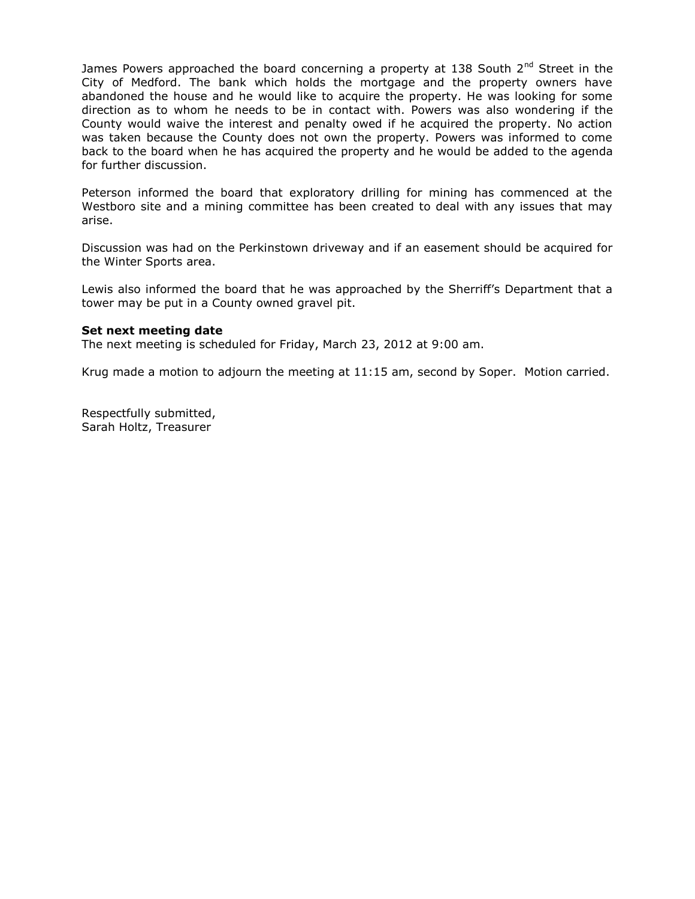James Powers approached the board concerning a property at 138 South 2nd Street in the City of Medford. The bank which holds the mortgage and the property owners have abandoned the house and he would like to acquire the property. He was looking for some direction as to whom he needs to be in contact with. Powers was also wondering if the County would waive the interest and penalty owed if he acquired the property. No action was taken because the County does not own the property. Powers was informed to come back to the board when he has acquired the property and he would be added to the agenda for further discussion.

Peterson informed the board that exploratory drilling for mining has commenced at the Westboro site and a mining committee has been created to deal with any issues that may arise.

Discussion was had on the Perkinstown driveway and if an easement should be acquired for the Winter Sports area.

Lewis also informed the board that he was approached by the Sherriff's Department that a tower may be put in a County owned gravel pit.

**Set next meeting date**
The next meeting is scheduled for Friday, March 23, 2012 at 9:00 am.

Krug made a motion to adjourn the meeting at 11:15 am, second by Soper. Motion carried.

Respectfully submitted,
Sarah Holtz, Treasurer